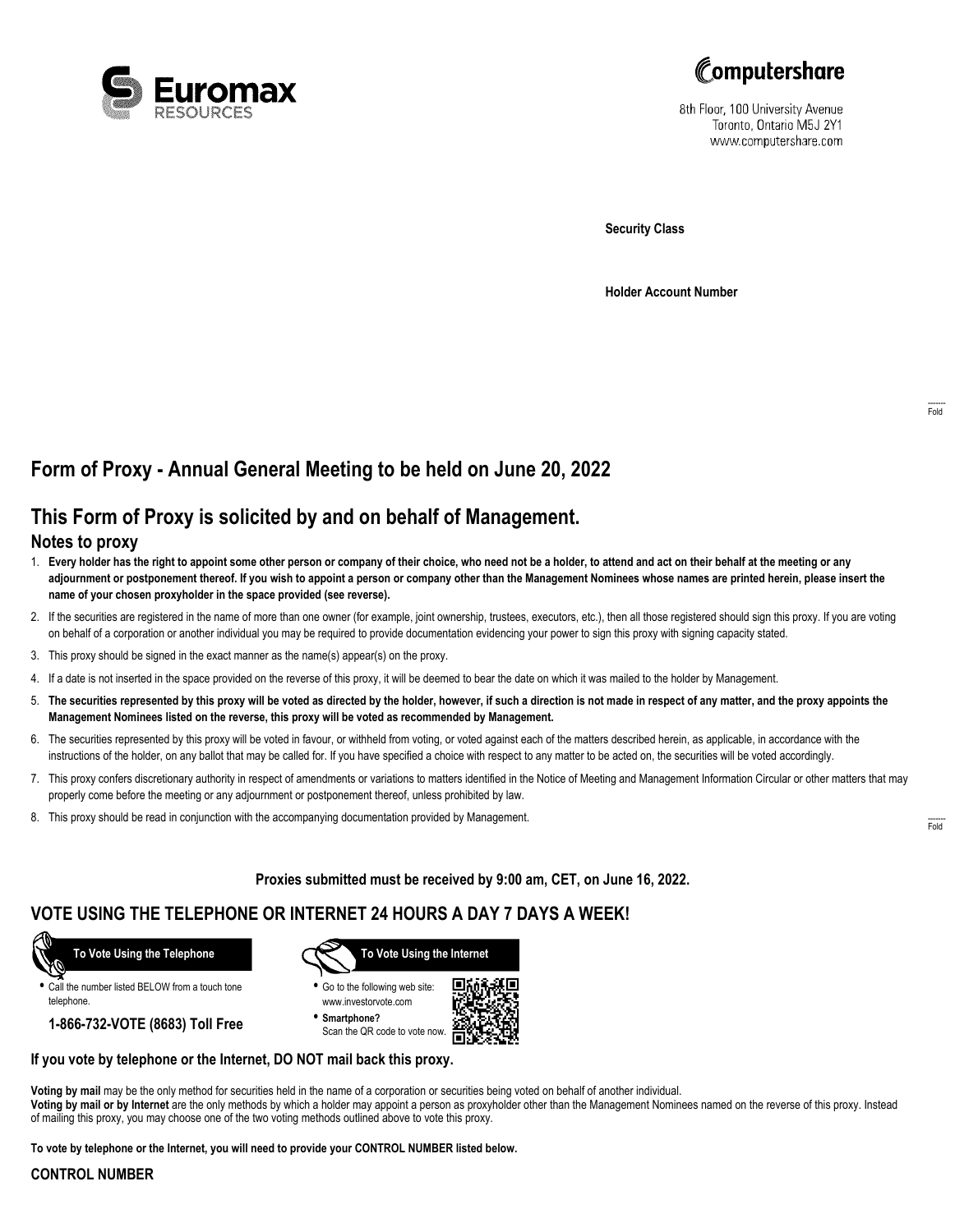Euromax RESOURCES

Computershare

8th Floor, 100 University Avenue
Toronto, Ontario M5J 2Y1
www.computershare.com

**Security Class**

**Holder Account Number**

Fold

# Form of Proxy - Annual General Meeting to be held on June 20, 2022

## This Form of Proxy is solicited by and on behalf of Management.

### Notes to proxy

1. **Every holder has the right to appoint some other person or company of their choice, who need not be a holder, to attend and act on their behalf at the meeting or any adjournment or postponement thereof. If you wish to appoint a person or company other than the Management Nominees whose names are printed herein, please insert the name of your chosen proxyholder in the space provided (see reverse).**
2. If the securities are registered in the name of more than one owner (for example, joint ownership, trustees, executors, etc.), then all those registered should sign this proxy. If you are voting on behalf of a corporation or another individual you may be required to provide documentation evidencing your power to sign this proxy with signing capacity stated.
3. This proxy should be signed in the exact manner as the name(s) appear(s) on the proxy.
4. If a date is not inserted in the space provided on the reverse of this proxy, it will be deemed to bear the date on which it was mailed to the holder by Management.
5. **The securities represented by this proxy will be voted as directed by the holder, however, if such a direction is not made in respect of any matter, and the proxy appoints the Management Nominees listed on the reverse, this proxy will be voted as recommended by Management.**
6. The securities represented by this proxy will be voted in favour, or withheld from voting, or voted against each of the matters described herein, as applicable, in accordance with the instructions of the holder, on any ballot that may be called for. If you have specified a choice with respect to any matter to be acted on, the securities will be voted accordingly.
7. This proxy confers discretionary authority in respect of amendments or variations to matters identified in the Notice of Meeting and Management Information Circular or other matters that may properly come before the meeting or any adjournment or postponement thereof, unless prohibited by law.
8. This proxy should be read in conjunction with the accompanying documentation provided by Management.

Fold

**Proxies submitted must be received by 9:00 am, CET, on June 16, 2022.**

## VOTE USING THE TELEPHONE OR INTERNET 24 HOURS A DAY 7 DAYS A WEEK!

**To Vote Using the Telephone**

- Call the number listed BELOW from a touch tone telephone.

**1-866-732-VOTE (8683) Toll Free**

**To Vote Using the Internet**

- Go to the following web site: www.investorvote.com
- **Smartphone?** Scan the QR code to vote now.

**If you vote by telephone or the Internet, DO NOT mail back this proxy.**

**Voting by mail** may be the only method for securities held in the name of a corporation or securities being voted on behalf of another individual.
**Voting by mail or by Internet** are the only methods by which a holder may appoint a person as proxyholder other than the Management Nominees named on the reverse of this proxy. Instead of mailing this proxy, you may choose one of the two voting methods outlined above to vote this proxy.

**To vote by telephone or the Internet, you will need to provide your CONTROL NUMBER listed below.**

**CONTROL NUMBER**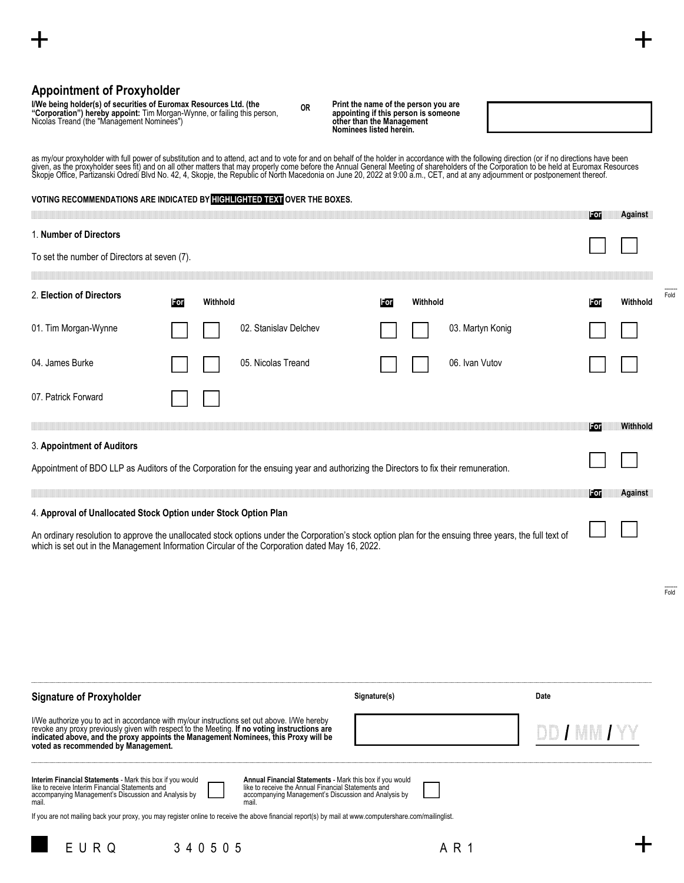## Appointment of Proxyholder

**I/We being holder(s) of securities of Euromax Resources Ltd. (the "Corporation") hereby appoint:** Tim Morgan-Wynne, or failing this person, Nicolas Treand (the "Management Nominees")

**OR**

**Print the name of the person you are appointing if this person is someone other than the Management Nominees listed herein.**

as my/our proxyholder with full power of substitution and to attend, act and to vote for and on behalf of the holder in accordance with the following direction (or if no directions have been given, as the proxyholder sees fit) and on all other matters that may properly come before the Annual General Meeting of shareholders of the Corporation to be held at Euromax Resources Skopje Office, Partizanski Odredi Blvd No. 42, 4, Skopje, the Republic of North Macedonia on June 20, 2022 at 9:00 a.m., CET, and at any adjournment or postponement thereof.

**VOTING RECOMMENDATIONS ARE INDICATED BY HIGHLIGHTED TEXT OVER THE BOXES.**

| | For | Against |
|---|---|---|
| 1. **Number of Directors**<br>To set the number of Directors at seven (7). | ☐ | ☐ |

2. **Election of Directors**

| | For | Withhold | | For | Withhold | | For | Withhold |
|---|---|---|---|---|---|---|---|---|
| 01. Tim Morgan-Wynne | ☐ | ☐ | 02. Stanislav Delchev | ☐ | ☐ | 03. Martyn Konig | ☐ | ☐ |
| 04. James Burke | ☐ | ☐ | 05. Nicolas Treand | ☐ | ☐ | 06. Ivan Vutov | ☐ | ☐ |
| 07. Patrick Forward | ☐ | ☐ | | | | | | |

| | For | Withhold |
|---|---|---|
| 3. **Appointment of Auditors**<br>Appointment of BDO LLP as Auditors of the Corporation for the ensuing year and authorizing the Directors to fix their remuneration. | ☐ | ☐ |

| | For | Against |
|---|---|---|
| 4. **Approval of Unallocated Stock Option under Stock Option Plan**<br>An ordinary resolution to approve the unallocated stock options under the Corporation's stock option plan for the ensuing three years, the full text of which is set out in the Management Information Circular of the Corporation dated May 16, 2022. | ☐ | ☐ |

## Signature of Proxyholder

I/We authorize you to act in accordance with my/our instructions set out above. I/We hereby revoke any proxy previously given with respect to the Meeting. **If no voting instructions are indicated above, and the proxy appoints the Management Nominees, this Proxy will be voted as recommended by Management.**

Signature(s)

Date

DD / MM / YY

**Interim Financial Statements** - Mark this box if you would like to receive Interim Financial Statements and accompanying Management's Discussion and Analysis by mail. ☐

**Annual Financial Statements** - Mark this box if you would like to receive the Annual Financial Statements and accompanying Management's Discussion and Analysis by mail. ☐

If you are not mailing back your proxy, you may register online to receive the above financial report(s) by mail at www.computershare.com/mailinglist.

E U R Q 3 4 0 5 0 5 A R 1